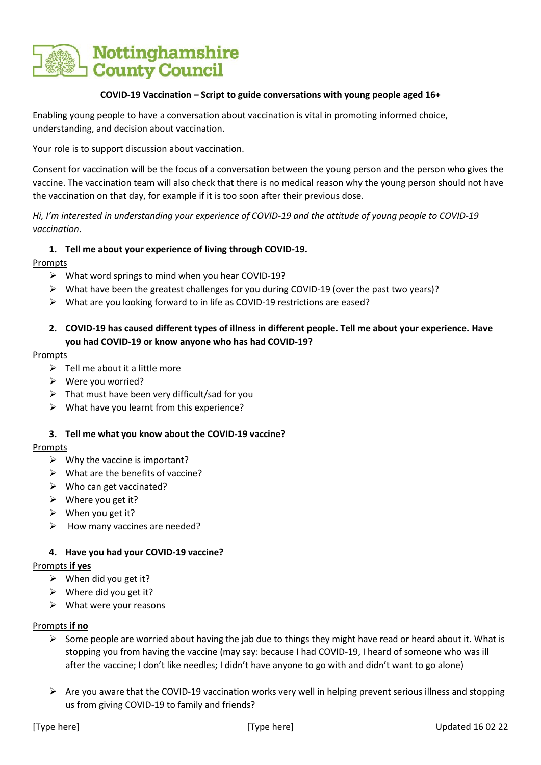Nottinghamshire County Council

**COVID-19 Vaccination – Script to guide conversations with young people aged 16+**

Enabling young people to have a conversation about vaccination is vital in promoting informed choice, understanding, and decision about vaccination.

Your role is to support discussion about vaccination.

Consent for vaccination will be the focus of a conversation between the young person and the person who gives the vaccine. The vaccination team will also check that there is no medical reason why the young person should not have the vaccination on that day, for example if it is too soon after their previous dose.

*Hi, I'm interested in understanding your experience of COVID-19 and the attitude of young people to COVID-19 vaccination*.

1. **Tell me about your experience of living through COVID-19.**

Prompts

- What word springs to mind when you hear COVID-19?
- What have been the greatest challenges for you during COVID-19 (over the past two years)?
- What are you looking forward to in life as COVID-19 restrictions are eased?

2. **COVID-19 has caused different types of illness in different people. Tell me about your experience. Have you had COVID-19 or know anyone who has had COVID-19?**

Prompts

- Tell me about it a little more
- Were you worried?
- That must have been very difficult/sad for you
- What have you learnt from this experience?

3. **Tell me what you know about the COVID-19 vaccine?**

Prompts

- Why the vaccine is important?
- What are the benefits of vaccine?
- Who can get vaccinated?
- Where you get it?
- When you get it?
- How many vaccines are needed?

4. **Have you had your COVID-19 vaccine?**

Prompts **if yes**

- When did you get it?
- Where did you get it?
- What were your reasons

Prompts **if no**

- Some people are worried about having the jab due to things they might have read or heard about it. What is stopping you from having the vaccine (may say: because I had COVID-19, I heard of someone who was ill after the vaccine; I don't like needles; I didn't have anyone to go with and didn't want to go alone)
- Are you aware that the COVID-19 vaccination works very well in helping prevent serious illness and stopping us from giving COVID-19 to family and friends?

[Type here] [Type here] Updated 16 02 22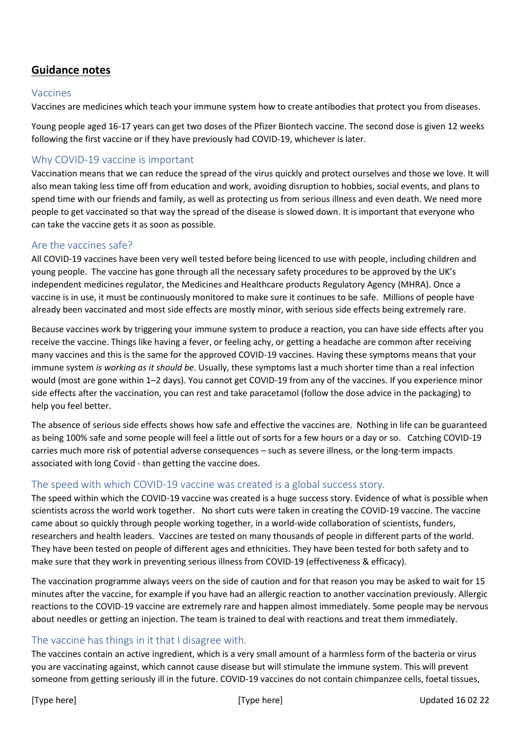## Guidance notes

### Vaccines

Vaccines are medicines which teach your immune system how to create antibodies that protect you from diseases.

Young people aged 16-17 years can get two doses of the Pfizer Biontech vaccine. The second dose is given 12 weeks following the first vaccine or if they have previously had COVID-19, whichever is later.

### Why COVID-19 vaccine is important

Vaccination means that we can reduce the spread of the virus quickly and protect ourselves and those we love. It will also mean taking less time off from education and work, avoiding disruption to hobbies, social events, and plans to spend time with our friends and family, as well as protecting us from serious illness and even death. We need more people to get vaccinated so that way the spread of the disease is slowed down. It is important that everyone who can take the vaccine gets it as soon as possible.

### Are the vaccines safe?

All COVID-19 vaccines have been very well tested before being licenced to use with people, including children and young people. The vaccine has gone through all the necessary safety procedures to be approved by the UK's independent medicines regulator, the Medicines and Healthcare products Regulatory Agency (MHRA). Once a vaccine is in use, it must be continuously monitored to make sure it continues to be safe. Millions of people have already been vaccinated and most side effects are mostly minor, with serious side effects being extremely rare.

Because vaccines work by triggering your immune system to produce a reaction, you can have side effects after you receive the vaccine. Things like having a fever, or feeling achy, or getting a headache are common after receiving many vaccines and this is the same for the approved COVID-19 vaccines. Having these symptoms means that your immune system *is working as it should be*. Usually, these symptoms last a much shorter time than a real infection would (most are gone within 1–2 days). You cannot get COVID-19 from any of the vaccines. If you experience minor side effects after the vaccination, you can rest and take paracetamol (follow the dose advice in the packaging) to help you feel better.

The absence of serious side effects shows how safe and effective the vaccines are. Nothing in life can be guaranteed as being 100% safe and some people will feel a little out of sorts for a few hours or a day or so. Catching COVID-19 carries much more risk of potential adverse consequences – such as severe illness, or the long-term impacts associated with long Covid - than getting the vaccine does.

### The speed with which COVID-19 vaccine was created is a global success story.

The speed within which the COVID-19 vaccine was created is a huge success story. Evidence of what is possible when scientists across the world work together. No short cuts were taken in creating the COVID-19 vaccine. The vaccine came about so quickly through people working together, in a world-wide collaboration of scientists, funders, researchers and health leaders. Vaccines are tested on many thousands of people in different parts of the world. They have been tested on people of different ages and ethnicities. They have been tested for both safety and to make sure that they work in preventing serious illness from COVID-19 (effectiveness & efficacy).

The vaccination programme always veers on the side of caution and for that reason you may be asked to wait for 15 minutes after the vaccine, for example if you have had an allergic reaction to another vaccination previously. Allergic reactions to the COVID-19 vaccine are extremely rare and happen almost immediately. Some people may be nervous about needles or getting an injection. The team is trained to deal with reactions and treat them immediately.

### The vaccine has things in it that I disagree with.

The vaccines contain an active ingredient, which is a very small amount of a harmless form of the bacteria or virus you are vaccinating against, which cannot cause disease but will stimulate the immune system. This will prevent someone from getting seriously ill in the future. COVID-19 vaccines do not contain chimpanzee cells, foetal tissues,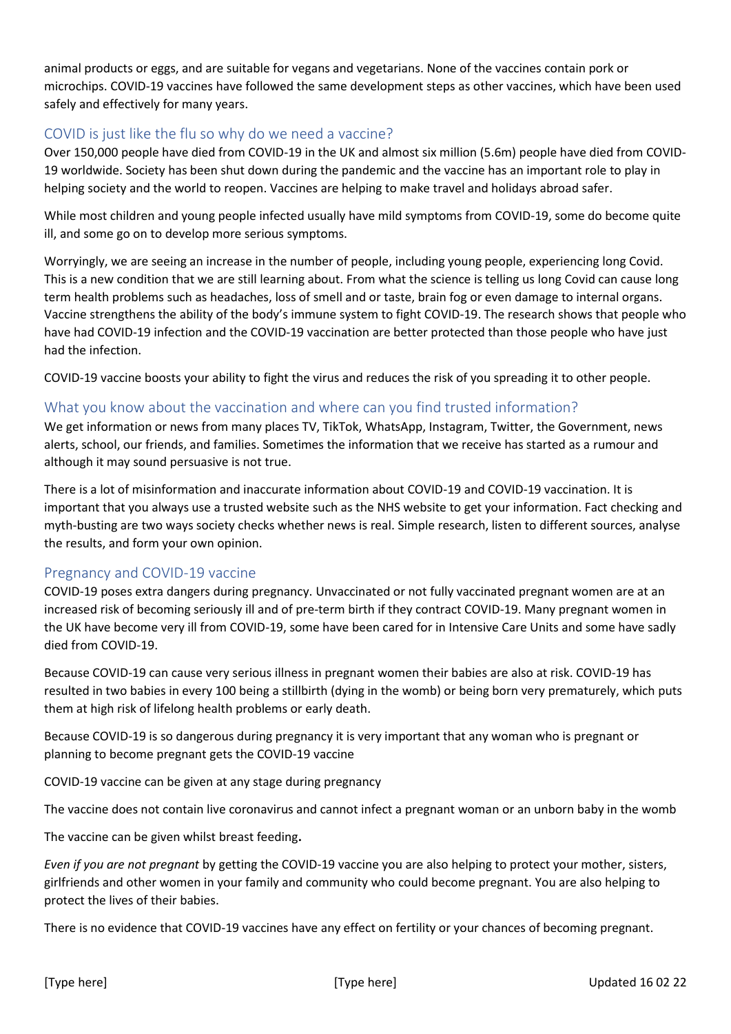animal products or eggs, and are suitable for vegans and vegetarians. None of the vaccines contain pork or microchips. COVID-19 vaccines have followed the same development steps as other vaccines, which have been used safely and effectively for many years.

## COVID is just like the flu so why do we need a vaccine?

Over 150,000 people have died from COVID-19 in the UK and almost six million (5.6m) people have died from COVID-19 worldwide. Society has been shut down during the pandemic and the vaccine has an important role to play in helping society and the world to reopen. Vaccines are helping to make travel and holidays abroad safer.

While most children and young people infected usually have mild symptoms from COVID-19, some do become quite ill, and some go on to develop more serious symptoms.

Worryingly, we are seeing an increase in the number of people, including young people, experiencing long Covid. This is a new condition that we are still learning about. From what the science is telling us long Covid can cause long term health problems such as headaches, loss of smell and or taste, brain fog or even damage to internal organs. Vaccine strengthens the ability of the body's immune system to fight COVID-19. The research shows that people who have had COVID-19 infection and the COVID-19 vaccination are better protected than those people who have just had the infection.

COVID-19 vaccine boosts your ability to fight the virus and reduces the risk of you spreading it to other people.

## What you know about the vaccination and where can you find trusted information?

We get information or news from many places TV, TikTok, WhatsApp, Instagram, Twitter, the Government, news alerts, school, our friends, and families. Sometimes the information that we receive has started as a rumour and although it may sound persuasive is not true.

There is a lot of misinformation and inaccurate information about COVID-19 and COVID-19 vaccination. It is important that you always use a trusted website such as the NHS website to get your information. Fact checking and myth-busting are two ways society checks whether news is real. Simple research, listen to different sources, analyse the results, and form your own opinion.

## Pregnancy and COVID-19 vaccine

COVID-19 poses extra dangers during pregnancy. Unvaccinated or not fully vaccinated pregnant women are at an increased risk of becoming seriously ill and of pre-term birth if they contract COVID-19. Many pregnant women in the UK have become very ill from COVID-19, some have been cared for in Intensive Care Units and some have sadly died from COVID-19.

Because COVID-19 can cause very serious illness in pregnant women their babies are also at risk. COVID-19 has resulted in two babies in every 100 being a stillbirth (dying in the womb) or being born very prematurely, which puts them at high risk of lifelong health problems or early death.

Because COVID-19 is so dangerous during pregnancy it is very important that any woman who is pregnant or planning to become pregnant gets the COVID-19 vaccine

COVID-19 vaccine can be given at any stage during pregnancy

The vaccine does not contain live coronavirus and cannot infect a pregnant woman or an unborn baby in the womb

The vaccine can be given whilst breast feeding**.**

*Even if you are not pregnant* by getting the COVID-19 vaccine you are also helping to protect your mother, sisters, girlfriends and other women in your family and community who could become pregnant. You are also helping to protect the lives of their babies.

There is no evidence that COVID-19 vaccines have any effect on fertility or your chances of becoming pregnant.

[Type here] [Type here] Updated 16 02 22